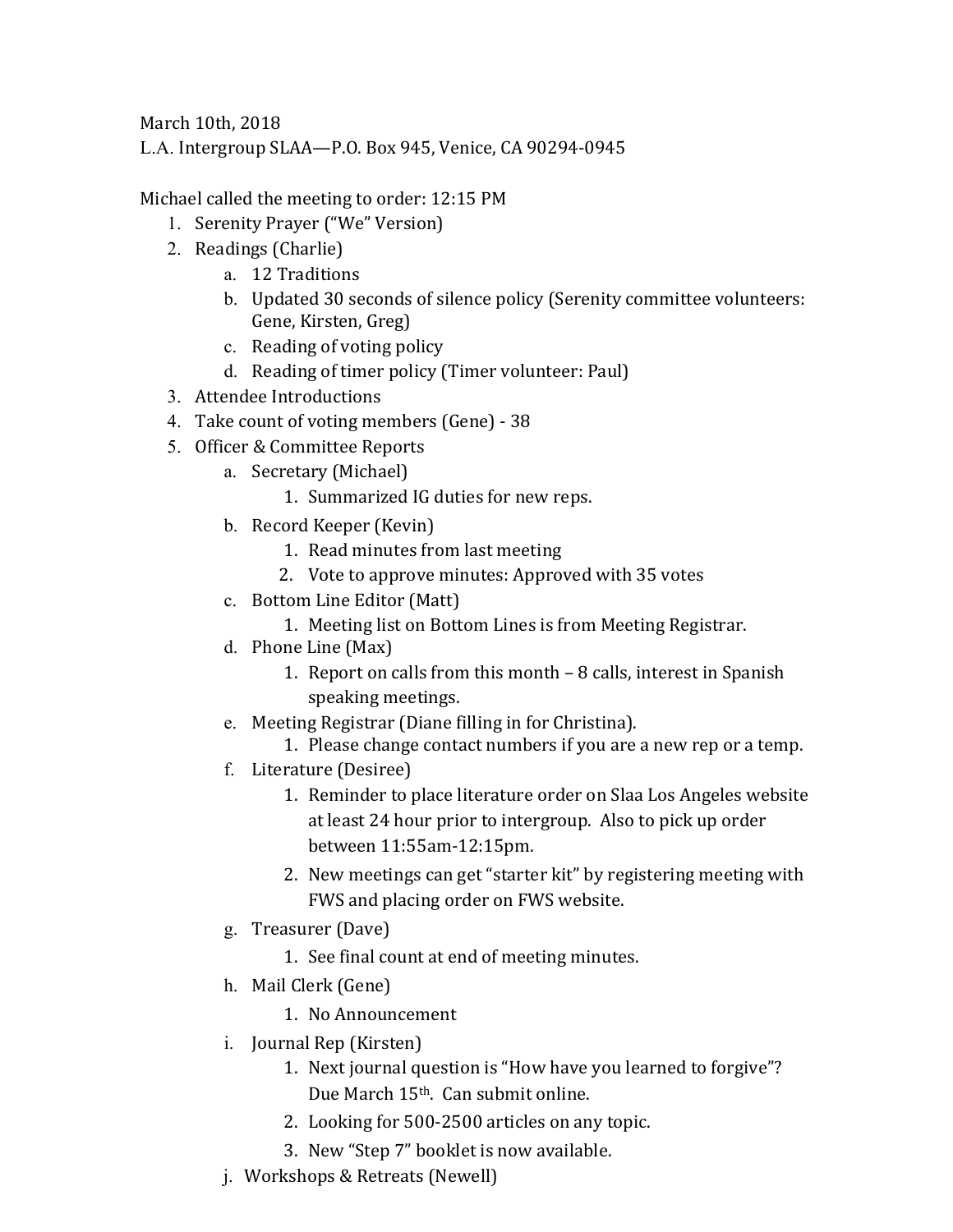March 10th, 2018

L.A. Intergroup SLAA—P.O. Box 945, Venice, CA 90294-0945

Michael called the meeting to order: 12:15 PM

1. Serenity Prayer ("We" Version)
2. Readings (Charlie)
    a. 12 Traditions
    b. Updated 30 seconds of silence policy (Serenity committee volunteers: Gene, Kirsten, Greg)
    c. Reading of voting policy
    d. Reading of timer policy (Timer volunteer: Paul)
3. Attendee Introductions
4. Take count of voting members (Gene) - 38
5. Officer & Committee Reports
    a. Secretary (Michael)
        1. Summarized IG duties for new reps.
    b. Record Keeper (Kevin)
        1. Read minutes from last meeting
        2. Vote to approve minutes: Approved with 35 votes
    c. Bottom Line Editor (Matt)
        1. Meeting list on Bottom Lines is from Meeting Registrar.
    d. Phone Line (Max)
        1. Report on calls from this month – 8 calls, interest in Spanish speaking meetings.
    e. Meeting Registrar (Diane filling in for Christina).
        1. Please change contact numbers if you are a new rep or a temp.
    f. Literature (Desiree)
        1. Reminder to place literature order on Slaa Los Angeles website at least 24 hour prior to intergroup. Also to pick up order between 11:55am-12:15pm.
        2. New meetings can get "starter kit" by registering meeting with FWS and placing order on FWS website.
    g. Treasurer (Dave)
        1. See final count at end of meeting minutes.
    h. Mail Clerk (Gene)
        1. No Announcement
    i. Journal Rep (Kirsten)
        1. Next journal question is "How have you learned to forgive"? Due March 15th. Can submit online.
        2. Looking for 500-2500 articles on any topic.
        3. New "Step 7" booklet is now available.
    j. Workshops & Retreats (Newell)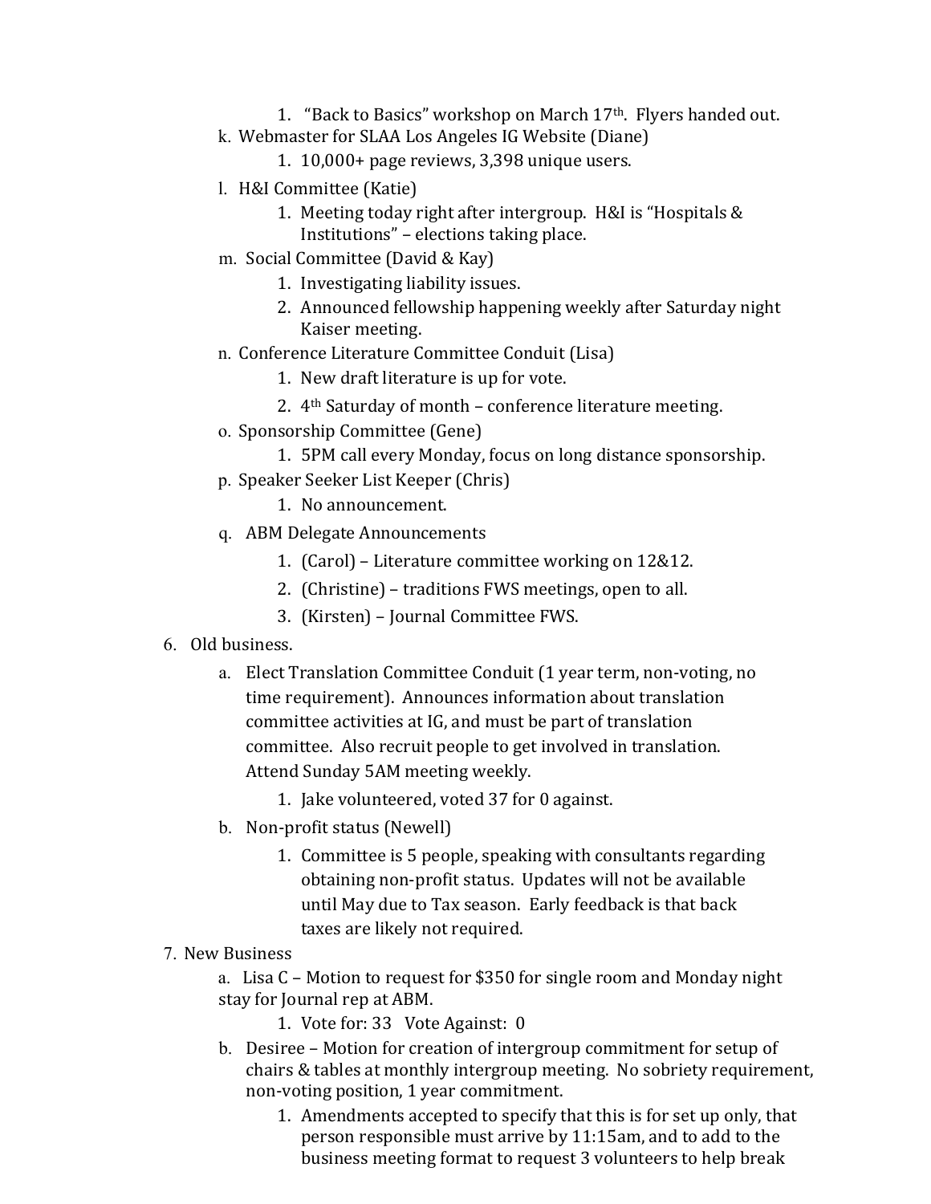1. "Back to Basics" workshop on March 17th. Flyers handed out.

k. Webmaster for SLAA Los Angeles IG Website (Diane)
   1. 10,000+ page reviews, 3,398 unique users.

l. H&I Committee (Katie)
   1. Meeting today right after intergroup. H&I is "Hospitals & Institutions" – elections taking place.

m. Social Committee (David & Kay)
   1. Investigating liability issues.
   2. Announced fellowship happening weekly after Saturday night Kaiser meeting.

n. Conference Literature Committee Conduit (Lisa)
   1. New draft literature is up for vote.
   2. 4th Saturday of month – conference literature meeting.

o. Sponsorship Committee (Gene)
   1. 5PM call every Monday, focus on long distance sponsorship.

p. Speaker Seeker List Keeper (Chris)
   1. No announcement.

q. ABM Delegate Announcements
   1. (Carol) – Literature committee working on 12&12.
   2. (Christine) – traditions FWS meetings, open to all.
   3. (Kirsten) – Journal Committee FWS.

6. Old business.

   a. Elect Translation Committee Conduit (1 year term, non-voting, no time requirement). Announces information about translation committee activities at IG, and must be part of translation committee. Also recruit people to get involved in translation. Attend Sunday 5AM meeting weekly.
      1. Jake volunteered, voted 37 for 0 against.

   b. Non-profit status (Newell)
      1. Committee is 5 people, speaking with consultants regarding obtaining non-profit status. Updates will not be available until May due to Tax season. Early feedback is that back taxes are likely not required.

7. New Business

   a. Lisa C – Motion to request for $350 for single room and Monday night stay for Journal rep at ABM.
      1. Vote for: 33 Vote Against: 0

   b. Desiree – Motion for creation of intergroup commitment for setup of chairs & tables at monthly intergroup meeting. No sobriety requirement, non-voting position, 1 year commitment.
      1. Amendments accepted to specify that this is for set up only, that person responsible must arrive by 11:15am, and to add to the business meeting format to request 3 volunteers to help break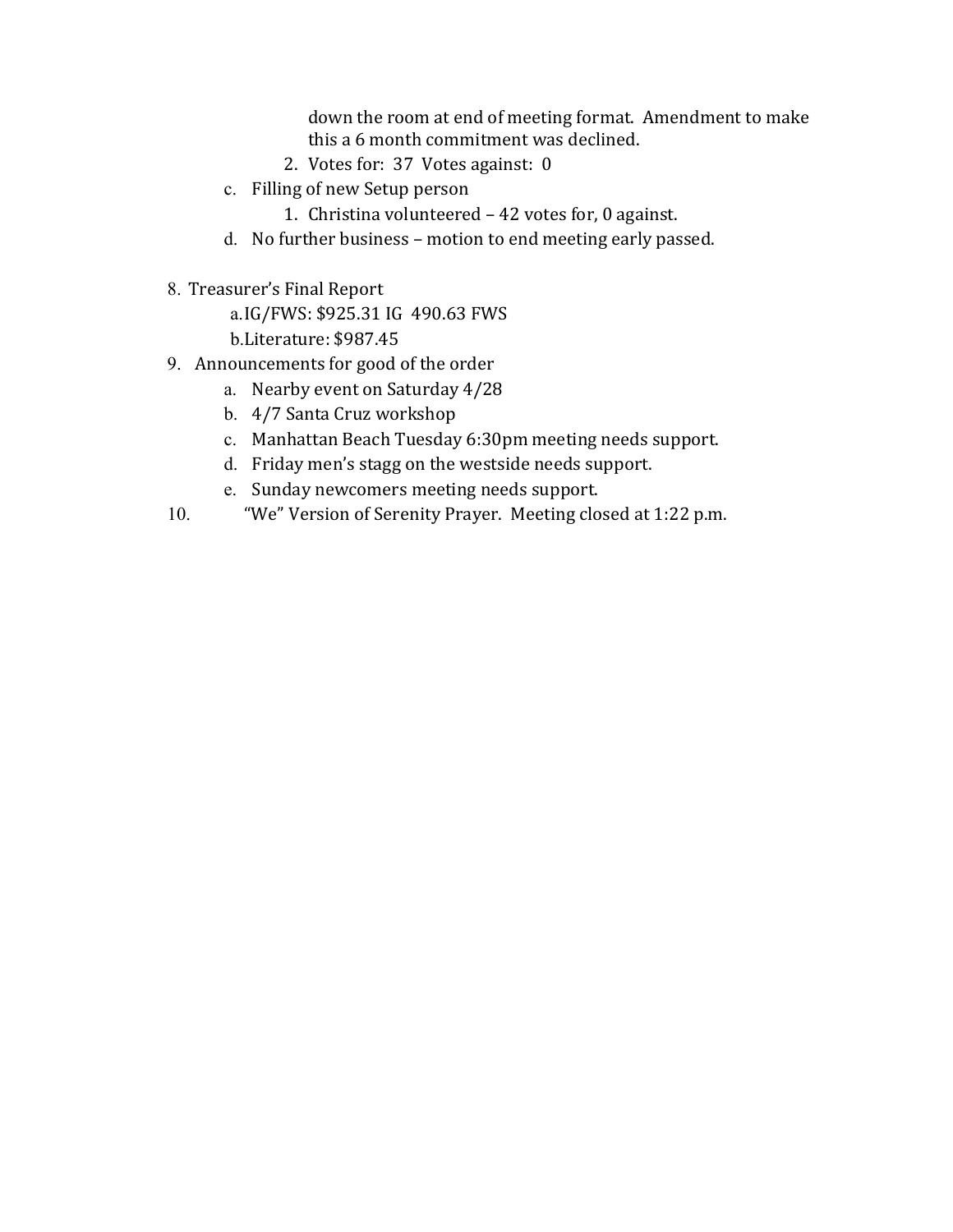down the room at end of meeting format. Amendment to make this a 6 month commitment was declined.

2. Votes for: 37 Votes against: 0

c. Filling of new Setup person

1. Christina volunteered – 42 votes for, 0 against.

d. No further business – motion to end meeting early passed.

8. Treasurer's Final Report
   a. IG/FWS: $925.31 IG 490.63 FWS
   b. Literature: $987.45
9. Announcements for good of the order
   a. Nearby event on Saturday 4/28
   b. 4/7 Santa Cruz workshop
   c. Manhattan Beach Tuesday 6:30pm meeting needs support.
   d. Friday men's stagg on the westside needs support.
   e. Sunday newcomers meeting needs support.
10. "We" Version of Serenity Prayer. Meeting closed at 1:22 p.m.